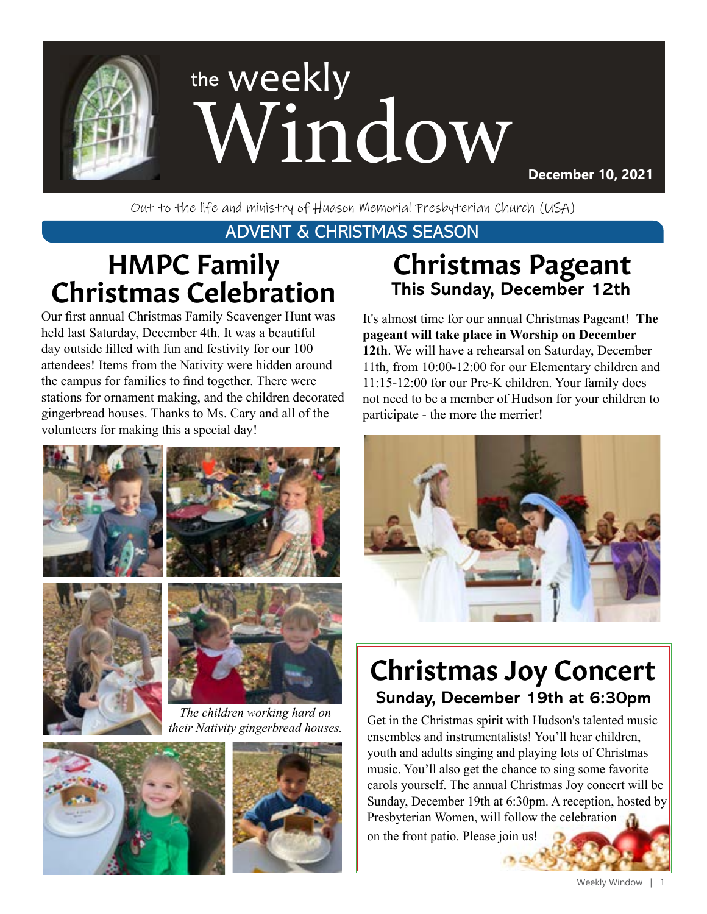# the weekly Window

**December 10, 2021**

Out to the life and ministry of Hudson Memorial Presbyterian Church (USA)

ADVENT & CHRISTMAS SEASON

## HMPC Family Christmas Celebration

Our first annual Christmas Family Scavenger Hunt was held last Saturday, December 4th. It was a beautiful day outside filled with fun and festivity for our 100 attendees! Items from the Nativity were hidden around the campus for families to find together. There were stations for ornament making, and the children decorated gingerbread houses. Thanks to Ms. Cary and all of the volunteers for making this a special day!

*The children working hard on their Nativity gingerbread houses.*

## Christmas Pageant

### This Sunday, December 12th

It's almost time for our annual Christmas Pageant! **The pageant will take place in Worship on December 12th**. We will have a rehearsal on Saturday, December 11th, from 10:00-12:00 for our Elementary children and 11:15-12:00 for our Pre-K children. Your family does not need to be a member of Hudson for your children to participate - the more the merrier!

## Christmas Joy Concert

### Sunday, December 19th at 6:30pm

Get in the Christmas spirit with Hudson's talented music ensembles and instrumentalists! You'll hear children, youth and adults singing and playing lots of Christmas music. You'll also get the chance to sing some favorite carols yourself. The annual Christmas Joy concert will be Sunday, December 19th at 6:30pm. A reception, hosted by Presbyterian Women, will follow the celebration on the front patio. Please join us!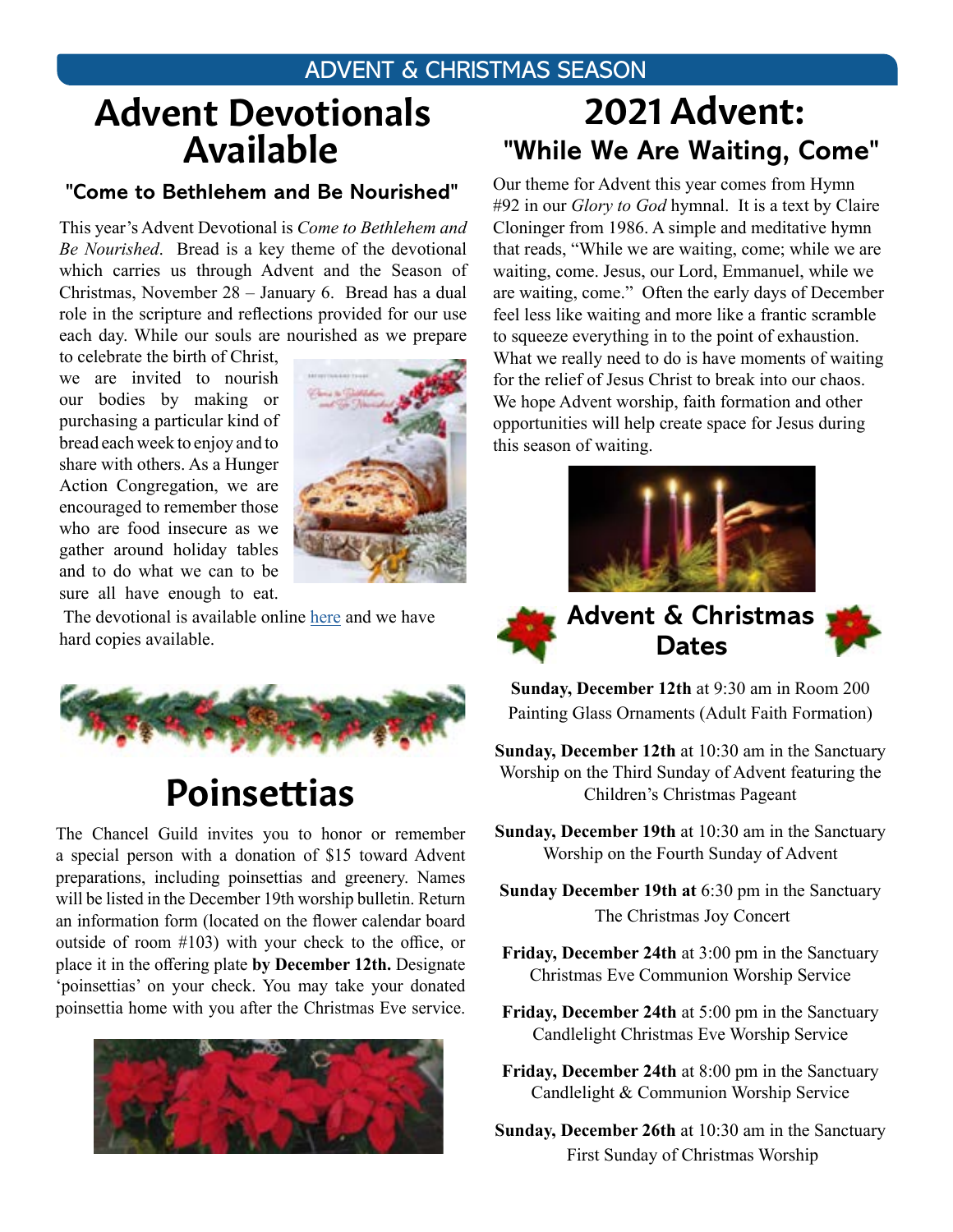## ADVENT & CHRISTMAS SEASON

# Advent Devotionals Available

### "Come to Bethlehem and Be Nourished"

This year's Advent Devotional is *Come to Bethlehem and Be Nourished*. Bread is a key theme of the devotional which carries us through Advent and the Season of Christmas, November 28 – January 6. Bread has a dual role in the scripture and reflections provided for our use each day. While our souls are nourished as we prepare to celebrate the birth of Christ, we are invited to nourish our bodies by making or purchasing a particular kind of bread each week to enjoy and to share with others. As a Hunger Action Congregation, we are encouraged to remember those who are food insecure as we gather around holiday tables and to do what we can to be sure all have enough to eat.

The devotional is available online here and we have hard copies available.

# Poinsettias

The Chancel Guild invites you to honor or remember a special person with a donation of $15 toward Advent preparations, including poinsettias and greenery. Names will be listed in the December 19th worship bulletin. Return an information form (located on the flower calendar board outside of room #103) with your check to the office, or place it in the offering plate **by December 12th.** Designate 'poinsettias' on your check. You may take your donated poinsettia home with you after the Christmas Eve service.

# 2021 Advent:

### "While We Are Waiting, Come"

Our theme for Advent this year comes from Hymn #92 in our *Glory to God* hymnal. It is a text by Claire Cloninger from 1986. A simple and meditative hymn that reads, "While we are waiting, come; while we are waiting, come. Jesus, our Lord, Emmanuel, while we are waiting, come." Often the early days of December feel less like waiting and more like a frantic scramble to squeeze everything in to the point of exhaustion. What we really need to do is have moments of waiting for the relief of Jesus Christ to break into our chaos. We hope Advent worship, faith formation and other opportunities will help create space for Jesus during this season of waiting.

## Advent & Christmas Dates

**Sunday, December 12th** at 9:30 am in Room 200
Painting Glass Ornaments (Adult Faith Formation)

**Sunday, December 12th** at 10:30 am in the Sanctuary
Worship on the Third Sunday of Advent featuring the Children's Christmas Pageant

**Sunday, December 19th** at 10:30 am in the Sanctuary
Worship on the Fourth Sunday of Advent

**Sunday December 19th at** 6:30 pm in the Sanctuary
The Christmas Joy Concert

**Friday, December 24th** at 3:00 pm in the Sanctuary
Christmas Eve Communion Worship Service

**Friday, December 24th** at 5:00 pm in the Sanctuary
Candlelight Christmas Eve Worship Service

**Friday, December 24th** at 8:00 pm in the Sanctuary
Candlelight & Communion Worship Service

**Sunday, December 26th** at 10:30 am in the Sanctuary
First Sunday of Christmas Worship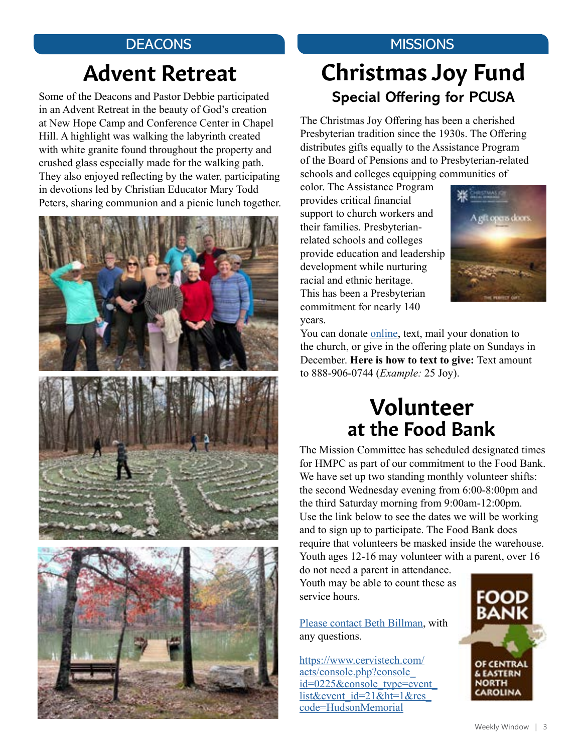## DEACONS

# Advent Retreat

Some of the Deacons and Pastor Debbie participated in an Advent Retreat in the beauty of God's creation at New Hope Camp and Conference Center in Chapel Hill. A highlight was walking the labyrinth created with white granite found throughout the property and crushed glass especially made for the walking path. They also enjoyed reflecting by the water, participating in devotions led by Christian Educator Mary Todd Peters, sharing communion and a picnic lunch together.

## MISSIONS

# Christmas Joy Fund

### Special Offering for PCUSA

The Christmas Joy Offering has been a cherished Presbyterian tradition since the 1930s. The Offering distributes gifts equally to the Assistance Program of the Board of Pensions and to Presbyterian-related schools and colleges equipping communities of color. The Assistance Program provides critical financial support to church workers and their families. Presbyterian-related schools and colleges provide education and leadership development while nurturing racial and ethnic heritage. This has been a Presbyterian commitment for nearly 140 years.

You can donate online, text, mail your donation to the church, or give in the offering plate on Sundays in December. **Here is how to text to give:** Text amount to 888-906-0744 (*Example:* 25 Joy).

# Volunteer at the Food Bank

The Mission Committee has scheduled designated times for HMPC as part of our commitment to the Food Bank. We have set up two standing monthly volunteer shifts: the second Wednesday evening from 6:00-8:00pm and the third Saturday morning from 9:00am-12:00pm. Use the link below to see the dates we will be working and to sign up to participate. The Food Bank does require that volunteers be masked inside the warehouse. Youth ages 12-16 may volunteer with a parent, over 16 do not need a parent in attendance. Youth may be able to count these as service hours.

Please contact Beth Billman, with any questions.

https://www.cervistech.com/acts/console.php?console_id=0225&console_type=event_list&event_id=21&ht=1&res_code=HudsonMemorial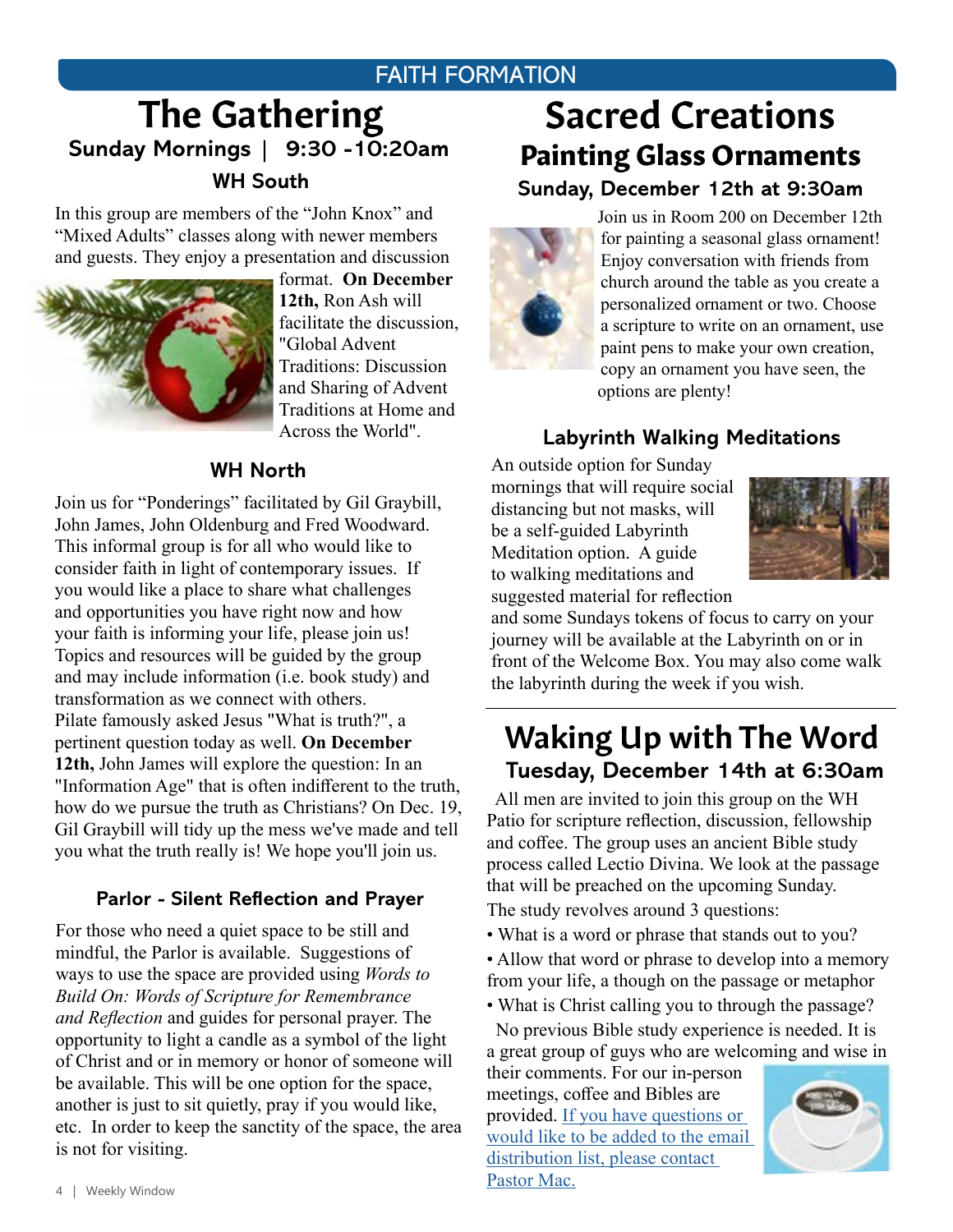## FAITH FORMATION

# The Gathering

### Sunday Mornings | 9:30 -10:20am

### WH South

In this group are members of the "John Knox" and "Mixed Adults" classes along with newer members and guests. They enjoy a presentation and discussion format. **On December 12th,** Ron Ash will facilitate the discussion, "Global Advent Traditions: Discussion and Sharing of Advent Traditions at Home and Across the World".

### WH North

Join us for "Ponderings" facilitated by Gil Graybill, John James, John Oldenburg and Fred Woodward. This informal group is for all who would like to consider faith in light of contemporary issues. If you would like a place to share what challenges and opportunities you have right now and how your faith is informing your life, please join us! Topics and resources will be guided by the group and may include information (i.e. book study) and transformation as we connect with others.
Pilate famously asked Jesus "What is truth?", a pertinent question today as well. **On December 12th,** John James will explore the question: In an "Information Age" that is often indifferent to the truth, how do we pursue the truth as Christians? On Dec. 19, Gil Graybill will tidy up the mess we've made and tell you what the truth really is! We hope you'll join us.

### Parlor - Silent Reflection and Prayer

For those who need a quiet space to be still and mindful, the Parlor is available. Suggestions of ways to use the space are provided using *Words to Build On: Words of Scripture for Remembrance and Reflection* and guides for personal prayer. The opportunity to light a candle as a symbol of the light of Christ and or in memory or honor of someone will be available. This will be one option for the space, another is just to sit quietly, pray if you would like, etc. In order to keep the sanctity of the space, the area is not for visiting.

# Sacred Creations

## Painting Glass Ornaments

### Sunday, December 12th at 9:30am

Join us in Room 200 on December 12th for painting a seasonal glass ornament! Enjoy conversation with friends from church around the table as you create a personalized ornament or two. Choose a scripture to write on an ornament, use paint pens to make your own creation, copy an ornament you have seen, the options are plenty!

### Labyrinth Walking Meditations

An outside option for Sunday mornings that will require social distancing but not masks, will be a self-guided Labyrinth Meditation option. A guide to walking meditations and suggested material for reflection and some Sundays tokens of focus to carry on your journey will be available at the Labyrinth on or in front of the Welcome Box. You may also come walk the labyrinth during the week if you wish.

# Waking Up with The Word

### Tuesday, December 14th at 6:30am

All men are invited to join this group on the WH Patio for scripture reflection, discussion, fellowship and coffee. The group uses an ancient Bible study process called Lectio Divina. We look at the passage that will be preached on the upcoming Sunday.
The study revolves around 3 questions:

- What is a word or phrase that stands out to you?
- Allow that word or phrase to develop into a memory from your life, a though on the passage or metaphor
- What is Christ calling you to through the passage?

No previous Bible study experience is needed. It is a great group of guys who are welcoming and wise in their comments. For our in-person meetings, coffee and Bibles are provided. If you have questions or would like to be added to the email distribution list, please contact Pastor Mac.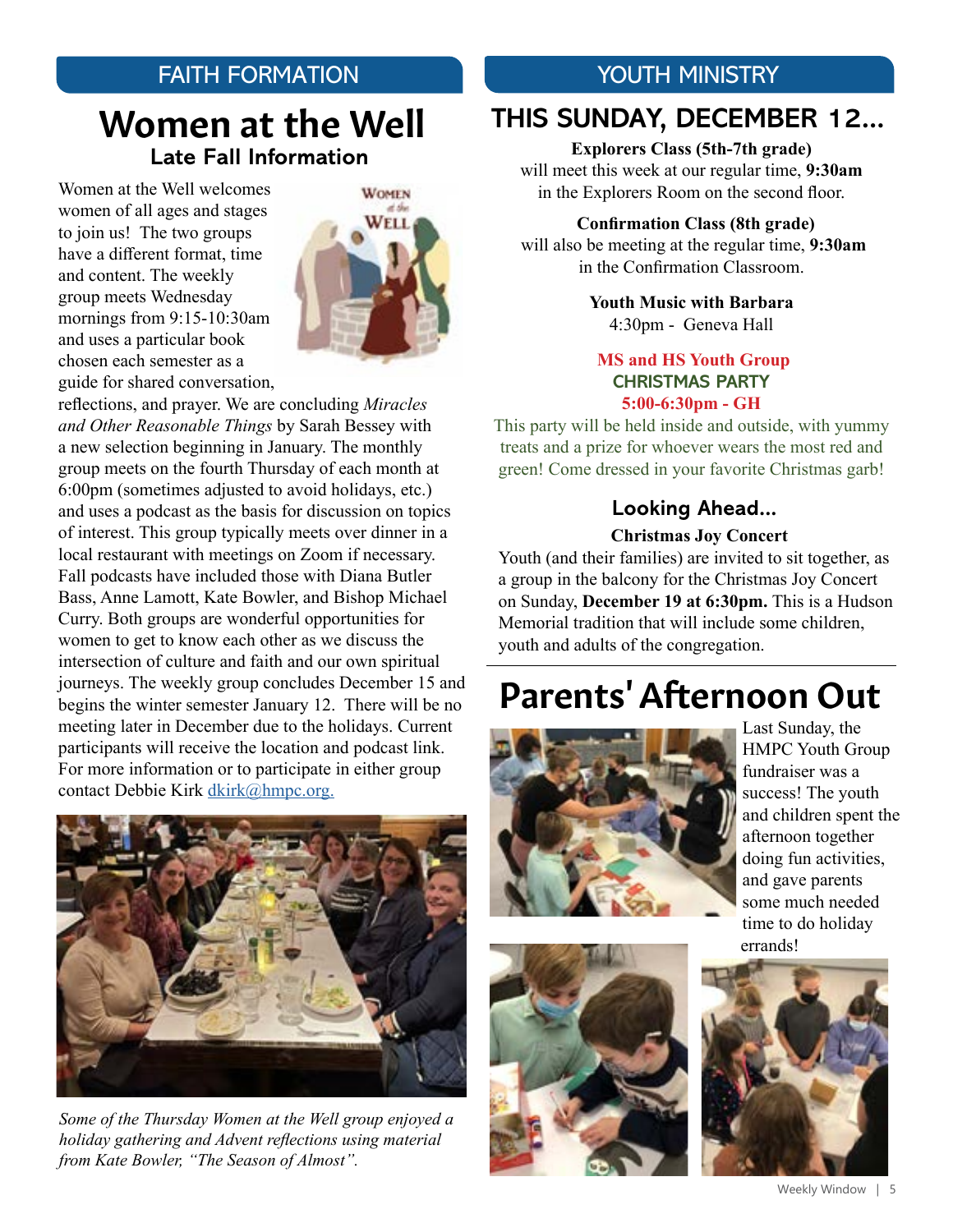## FAITH FORMATION

# Women at the Well

### Late Fall Information

Women at the Well welcomes women of all ages and stages to join us! The two groups have a different format, time and content. The weekly group meets Wednesday mornings from 9:15-10:30am and uses a particular book chosen each semester as a guide for shared conversation, reflections, and prayer. We are concluding *Miracles and Other Reasonable Things* by Sarah Bessey with a new selection beginning in January. The monthly group meets on the fourth Thursday of each month at 6:00pm (sometimes adjusted to avoid holidays, etc.) and uses a podcast as the basis for discussion on topics of interest. This group typically meets over dinner in a local restaurant with meetings on Zoom if necessary. Fall podcasts have included those with Diana Butler Bass, Anne Lamott, Kate Bowler, and Bishop Michael Curry. Both groups are wonderful opportunities for women to get to know each other as we discuss the intersection of culture and faith and our own spiritual journeys. The weekly group concludes December 15 and begins the winter semester January 12. There will be no meeting later in December due to the holidays. Current participants will receive the location and podcast link. For more information or to participate in either group contact Debbie Kirk dkirk@hmpc.org.

*Some of the Thursday Women at the Well group enjoyed a holiday gathering and Advent reflections using material from Kate Bowler, "The Season of Almost".*

## YOUTH MINISTRY

## THIS SUNDAY, DECEMBER 12...

**Explorers Class (5th-7th grade)**
will meet this week at our regular time, **9:30am** in the Explorers Room on the second floor.

**Confirmation Class (8th grade)**
will also be meeting at the regular time, **9:30am** in the Confirmation Classroom.

**Youth Music with Barbara**
4:30pm - Geneva Hall

**MS and HS Youth Group**
**CHRISTMAS PARTY**
**5:00-6:30pm - GH**

This party will be held inside and outside, with yummy treats and a prize for whoever wears the most red and green! Come dressed in your favorite Christmas garb!

### Looking Ahead...

**Christmas Joy Concert**

Youth (and their families) are invited to sit together, as a group in the balcony for the Christmas Joy Concert on Sunday, **December 19 at 6:30pm.** This is a Hudson Memorial tradition that will include some children, youth and adults of the congregation.

# Parents' Afternoon Out

Last Sunday, the HMPC Youth Group fundraiser was a success! The youth and children spent the afternoon together doing fun activities, and gave parents some much needed time to do holiday errands!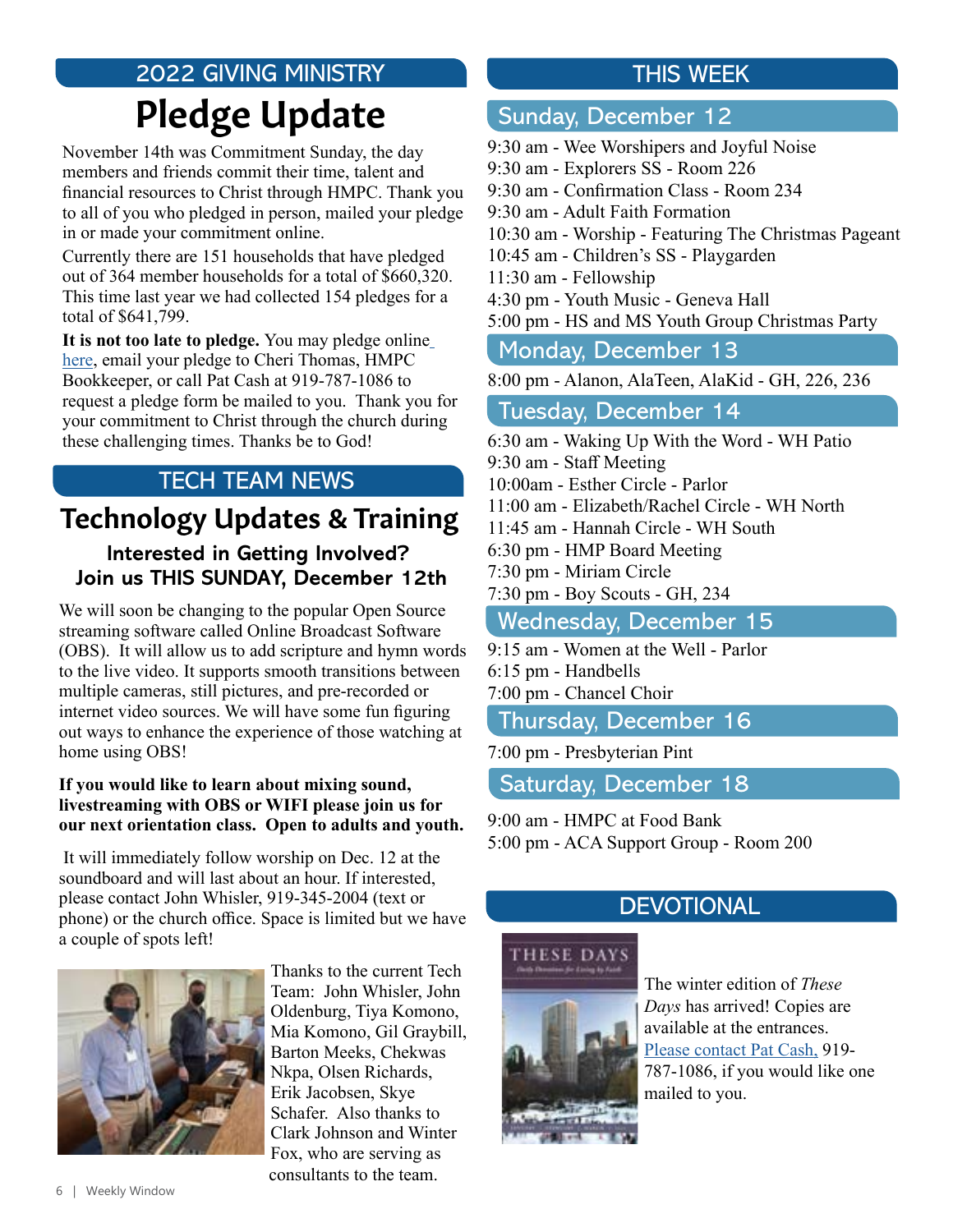## 2022 GIVING MINISTRY

# Pledge Update

November 14th was Commitment Sunday, the day members and friends commit their time, talent and financial resources to Christ through HMPC. Thank you to all of you who pledged in person, mailed your pledge in or made your commitment online.

Currently there are 151 households that have pledged out of 364 member households for a total of $660,320. This time last year we had collected 154 pledges for a total of $641,799.

**It is not too late to pledge.** You may pledge online here, email your pledge to Cheri Thomas, HMPC Bookkeeper, or call Pat Cash at 919-787-1086 to request a pledge form be mailed to you. Thank you for your commitment to Christ through the church during these challenging times. Thanks be to God!

## TECH TEAM NEWS

# Technology Updates & Training

### Interested in Getting Involved? Join us THIS SUNDAY, December 12th

We will soon be changing to the popular Open Source streaming software called Online Broadcast Software (OBS). It will allow us to add scripture and hymn words to the live video. It supports smooth transitions between multiple cameras, still pictures, and pre-recorded or internet video sources. We will have some fun figuring out ways to enhance the experience of those watching at home using OBS!

**If you would like to learn about mixing sound, livestreaming with OBS or WIFI please join us for our next orientation class. Open to adults and youth.**

It will immediately follow worship on Dec. 12 at the soundboard and will last about an hour. If interested, please contact John Whisler, 919-345-2004 (text or phone) or the church office. Space is limited but we have a couple of spots left!

Thanks to the current Tech Team: John Whisler, John Oldenburg, Tiya Komono, Mia Komono, Gil Graybill, Barton Meeks, Chekwas Nkpa, Olsen Richards, Erik Jacobsen, Skye Schafer. Also thanks to Clark Johnson and Winter Fox, who are serving as consultants to the team.

## THIS WEEK

### Sunday, December 12

9:30 am - Wee Worshipers and Joyful Noise
9:30 am - Explorers SS - Room 226
9:30 am - Confirmation Class - Room 234
9:30 am - Adult Faith Formation
10:30 am - Worship - Featuring The Christmas Pageant
10:45 am - Children's SS - Playgarden
11:30 am - Fellowship
4:30 pm - Youth Music - Geneva Hall
5:00 pm - HS and MS Youth Group Christmas Party

### Monday, December 13

8:00 pm - Alanon, AlaTeen, AlaKid - GH, 226, 236

### Tuesday, December 14

6:30 am - Waking Up With the Word - WH Patio
9:30 am - Staff Meeting
10:00am - Esther Circle - Parlor
11:00 am - Elizabeth/Rachel Circle - WH North
11:45 am - Hannah Circle - WH South
6:30 pm - HMP Board Meeting
7:30 pm - Miriam Circle
7:30 pm - Boy Scouts - GH, 234

### Wednesday, December 15

9:15 am - Women at the Well - Parlor
6:15 pm - Handbells
7:00 pm - Chancel Choir

### Thursday, December 16

7:00 pm - Presbyterian Pint

### Saturday, December 18

9:00 am - HMPC at Food Bank
5:00 pm - ACA Support Group - Room 200

## DEVOTIONAL

The winter edition of *These Days* has arrived! Copies are available at the entrances. Please contact Pat Cash, 919-787-1086, if you would like one mailed to you.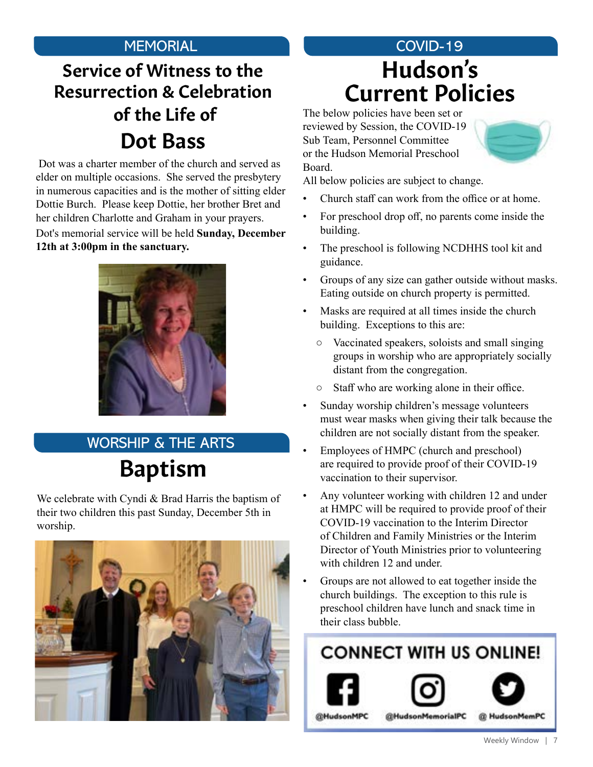## MEMORIAL

# Service of Witness to the Resurrection & Celebration of the Life of

# Dot Bass

Dot was a charter member of the church and served as elder on multiple occasions. She served the presbytery in numerous capacities and is the mother of sitting elder Dottie Burch. Please keep Dottie, her brother Bret and her children Charlotte and Graham in your prayers.

Dot's memorial service will be held **Sunday, December 12th at 3:00pm in the sanctuary.**

## WORSHIP & THE ARTS

# Baptism

We celebrate with Cyndi & Brad Harris the baptism of their two children this past Sunday, December 5th in worship.

## COVID-19

# Hudson's Current Policies

The below policies have been set or reviewed by Session, the COVID-19 Sub Team, Personnel Committee or the Hudson Memorial Preschool Board.

All below policies are subject to change.

- Church staff can work from the office or at home.
- For preschool drop off, no parents come inside the building.
- The preschool is following NCDHHS tool kit and guidance.
- Groups of any size can gather outside without masks. Eating outside on church property is permitted.
- Masks are required at all times inside the church building. Exceptions to this are:
  - Vaccinated speakers, soloists and small singing groups in worship who are appropriately socially distant from the congregation.
  - Staff who are working alone in their office.
- Sunday worship children's message volunteers must wear masks when giving their talk because the children are not socially distant from the speaker.
- Employees of HMPC (church and preschool) are required to provide proof of their COVID-19 vaccination to their supervisor.
- Any volunteer working with children 12 and under at HMPC will be required to provide proof of their COVID-19 vaccination to the Interim Director of Children and Family Ministries or the Interim Director of Youth Ministries prior to volunteering with children 12 and under.
- Groups are not allowed to eat together inside the church buildings. The exception to this rule is preschool children have lunch and snack time in their class bubble.

**CONNECT WITH US ONLINE!**

@HudsonMPC | @HudsonMemorialPC | @ HudsonMemPC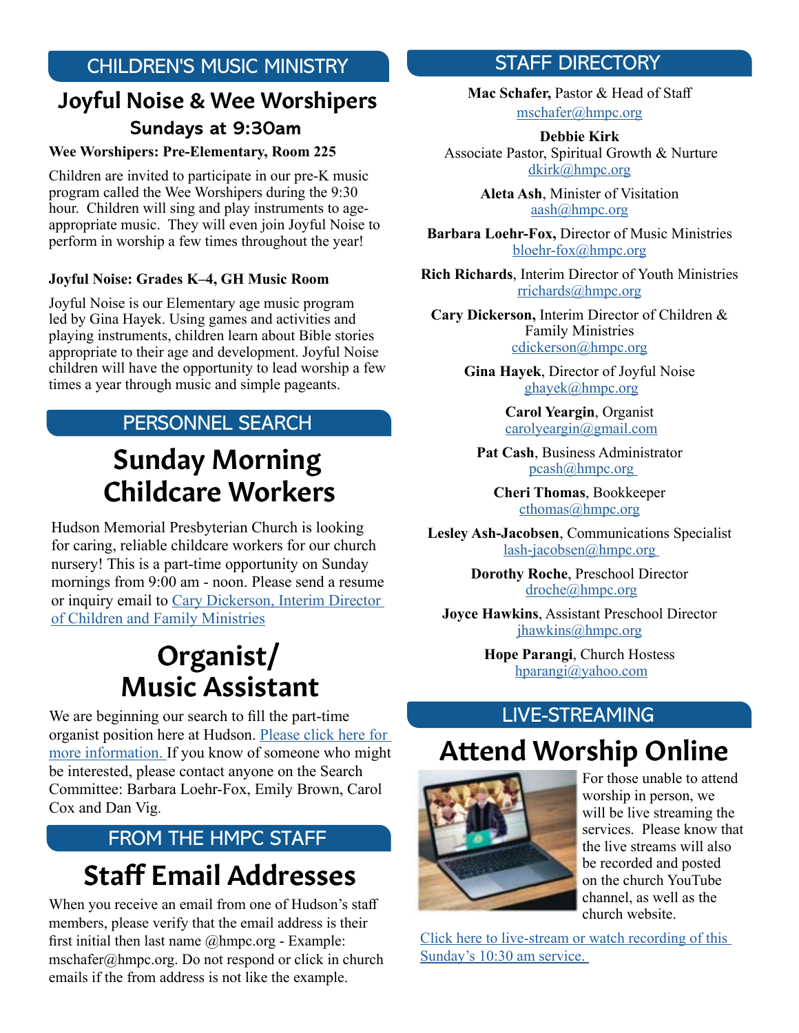## CHILDREN'S MUSIC MINISTRY

# Joyful Noise & Wee Worshipers

### Sundays at 9:30am

**Wee Worshipers: Pre-Elementary, Room 225**

Children are invited to participate in our pre-K music program called the Wee Worshipers during the 9:30 hour. Children will sing and play instruments to age-appropriate music. They will even join Joyful Noise to perform in worship a few times throughout the year!

**Joyful Noise: Grades K–4, GH Music Room**

Joyful Noise is our Elementary age music program led by Gina Hayek. Using games and activities and playing instruments, children learn about Bible stories appropriate to their age and development. Joyful Noise children will have the opportunity to lead worship a few times a year through music and simple pageants.

## PERSONNEL SEARCH

# Sunday Morning Childcare Workers

Hudson Memorial Presbyterian Church is looking for caring, reliable childcare workers for our church nursery! This is a part-time opportunity on Sunday mornings from 9:00 am - noon. Please send a resume or inquiry email to Cary Dickerson, Interim Director of Children and Family Ministries

# Organist/ Music Assistant

We are beginning our search to fill the part-time organist position here at Hudson. Please click here for more information. If you know of someone who might be interested, please contact anyone on the Search Committee: Barbara Loehr-Fox, Emily Brown, Carol Cox and Dan Vig.

## FROM THE HMPC STAFF

# Staff Email Addresses

When you receive an email from one of Hudson's staff members, please verify that the email address is their first initial then last name @hmpc.org - Example: mschafer@hmpc.org. Do not respond or click in church emails if the from address is not like the example.

## STAFF DIRECTORY

**Mac Schafer,** Pastor & Head of Staff
mschafer@hmpc.org

**Debbie Kirk**
Associate Pastor, Spiritual Growth & Nurture
dkirk@hmpc.org

**Aleta Ash**, Minister of Visitation
aash@hmpc.org

**Barbara Loehr-Fox,** Director of Music Ministries
bloehr-fox@hmpc.org

**Rich Richards**, Interim Director of Youth Ministries
rrichards@hmpc.org

**Cary Dickerson,** Interim Director of Children & Family Ministries
cdickerson@hmpc.org

**Gina Hayek**, Director of Joyful Noise
ghayek@hmpc.org

**Carol Yeargin**, Organist
carolyeargin@gmail.com

**Pat Cash**, Business Administrator
pcash@hmpc.org

**Cheri Thomas**, Bookkeeper
cthomas@hmpc.org

**Lesley Ash-Jacobsen**, Communications Specialist
lash-jacobsen@hmpc.org

**Dorothy Roche**, Preschool Director
droche@hmpc.org

**Joyce Hawkins**, Assistant Preschool Director
jhawkins@hmpc.org

**Hope Parangi**, Church Hostess
hparangi@yahoo.com

## LIVE-STREAMING

# Attend Worship Online

For those unable to attend worship in person, we will be live streaming the services. Please know that the live streams will also be recorded and posted on the church YouTube channel, as well as the church website.

Click here to live-stream or watch recording of this Sunday's 10:30 am service.